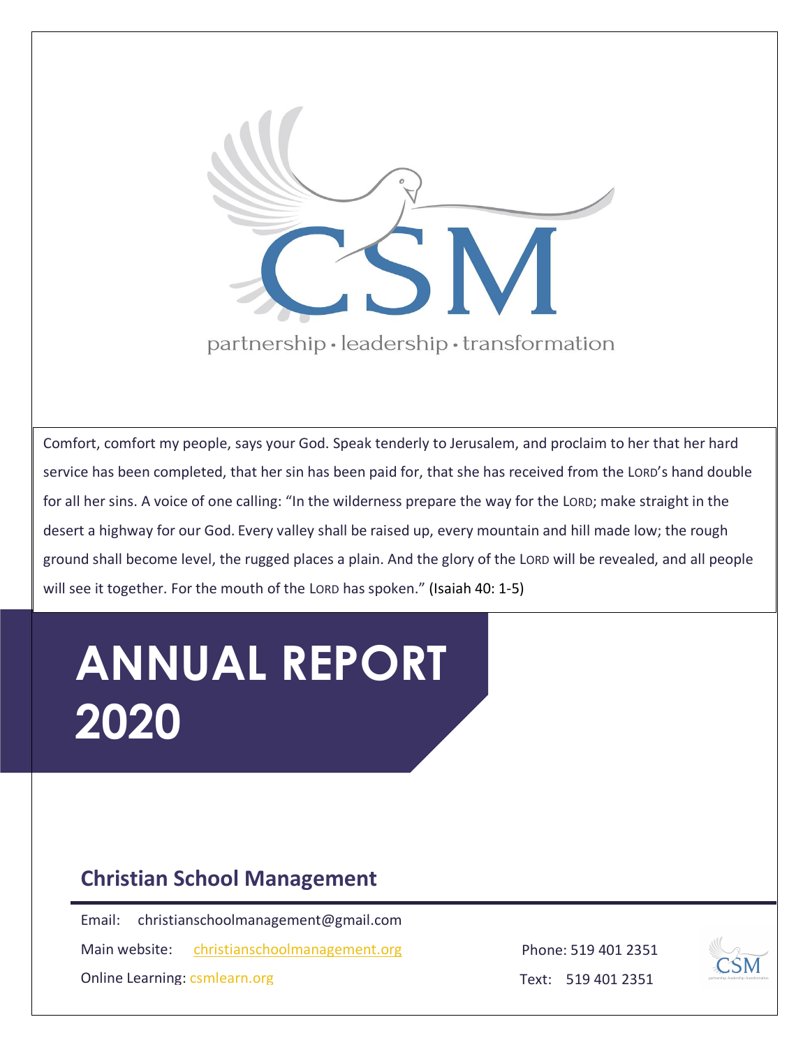CSM

partnership • leadership • transformation

Comfort, comfort my people, says your God. Speak tenderly to Jerusalem, and proclaim to her that her hard service has been completed, that her sin has been paid for, that she has received from the LORD's hand double for all her sins. A voice of one calling: "In the wilderness prepare the way for the LORD; make straight in the desert a highway for our God. Every valley shall be raised up, every mountain and hill made low; the rough ground shall become level, the rugged places a plain. And the glory of the LORD will be revealed, and all people will see it together. For the mouth of the LORD has spoken." (Isaiah 40: 1-5)

# ANNUAL REPORT 2020

## Christian School Management

Email: christianschoolmanagement@gmail.com

Main website: christianschoolmanagement.org

Online Learning: csmlearn.org

Phone: 519 401 2351

Text: 519 401 2351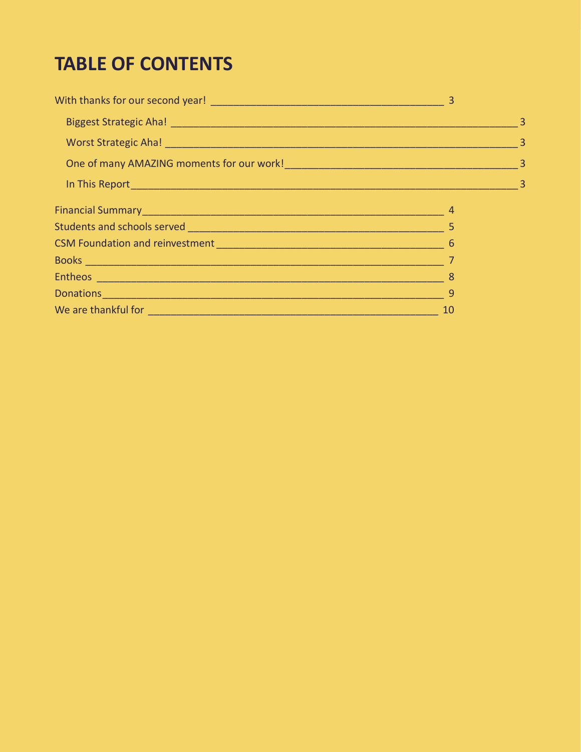# TABLE OF CONTENTS

With thanks for our second year! ________________________________________ 3

- Biggest Strategic Aha! ________________________________________ 3
- Worst Strategic Aha! ________________________________________ 3
- One of many AMAZING moments for our work! ________________________________________ 3
- In This Report ________________________________________ 3

Financial Summary ________________________________________ 4

Students and schools served ________________________________________ 5

CSM Foundation and reinvestment ________________________________________ 6

Books ________________________________________ 7

Entheos ________________________________________ 8

Donations ________________________________________ 9

We are thankful for ________________________________________ 10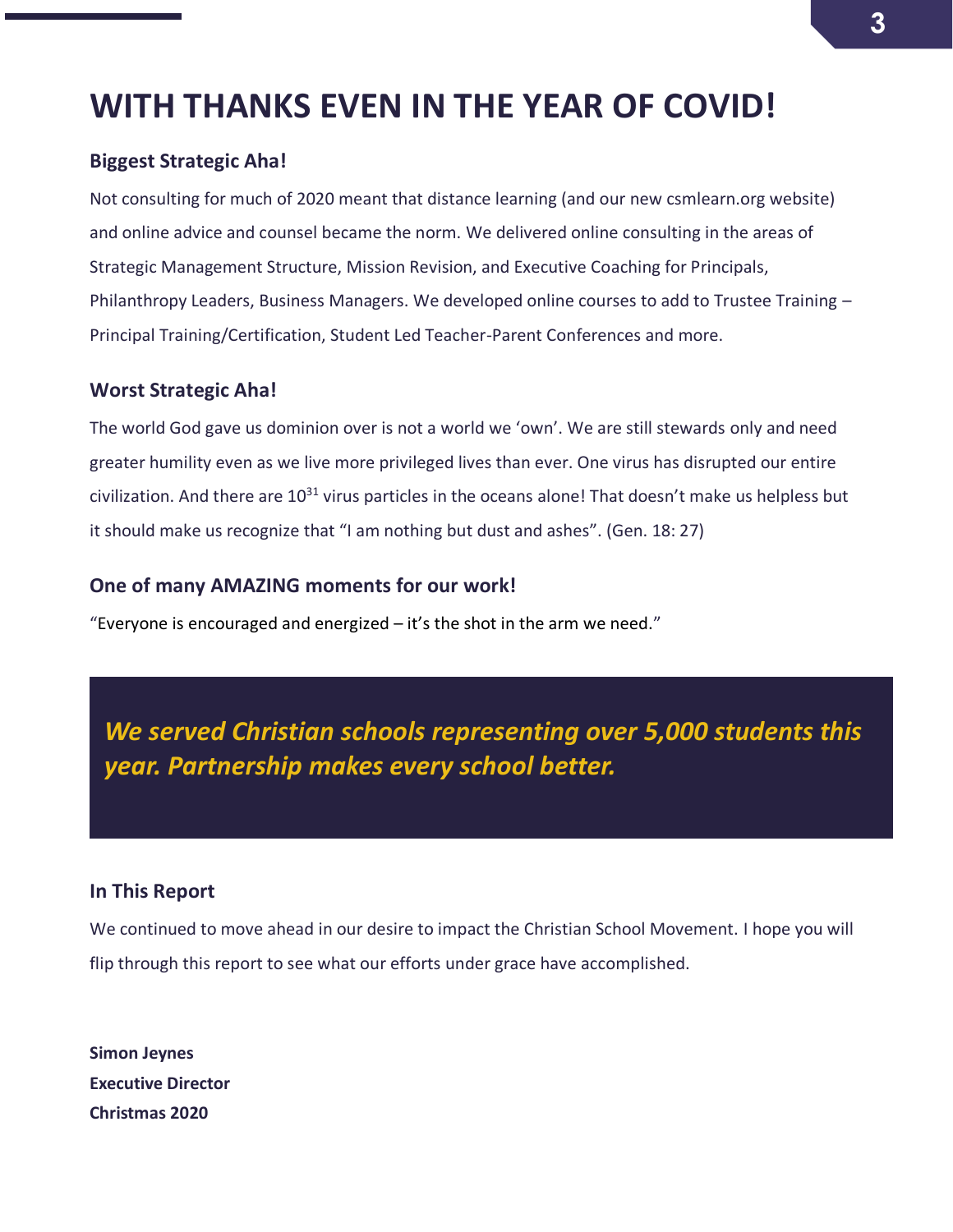# WITH THANKS EVEN IN THE YEAR OF COVID!

### Biggest Strategic Aha!

Not consulting for much of 2020 meant that distance learning (and our new csmlearn.org website) and online advice and counsel became the norm. We delivered online consulting in the areas of Strategic Management Structure, Mission Revision, and Executive Coaching for Principals, Philanthropy Leaders, Business Managers. We developed online courses to add to Trustee Training – Principal Training/Certification, Student Led Teacher-Parent Conferences and more.

### Worst Strategic Aha!

The world God gave us dominion over is not a world we 'own'. We are still stewards only and need greater humility even as we live more privileged lives than ever. One virus has disrupted our entire civilization. And there are $10^{31}$ virus particles in the oceans alone! That doesn't make us helpless but it should make us recognize that "I am nothing but dust and ashes". (Gen. 18: 27)

### One of many AMAZING moments for our work!

"Everyone is encouraged and energized – it's the shot in the arm we need."

***We served Christian schools representing over 5,000 students this year. Partnership makes every school better.***

### In This Report

We continued to move ahead in our desire to impact the Christian School Movement. I hope you will flip through this report to see what our efforts under grace have accomplished.

**Simon Jeynes**
**Executive Director**
**Christmas 2020**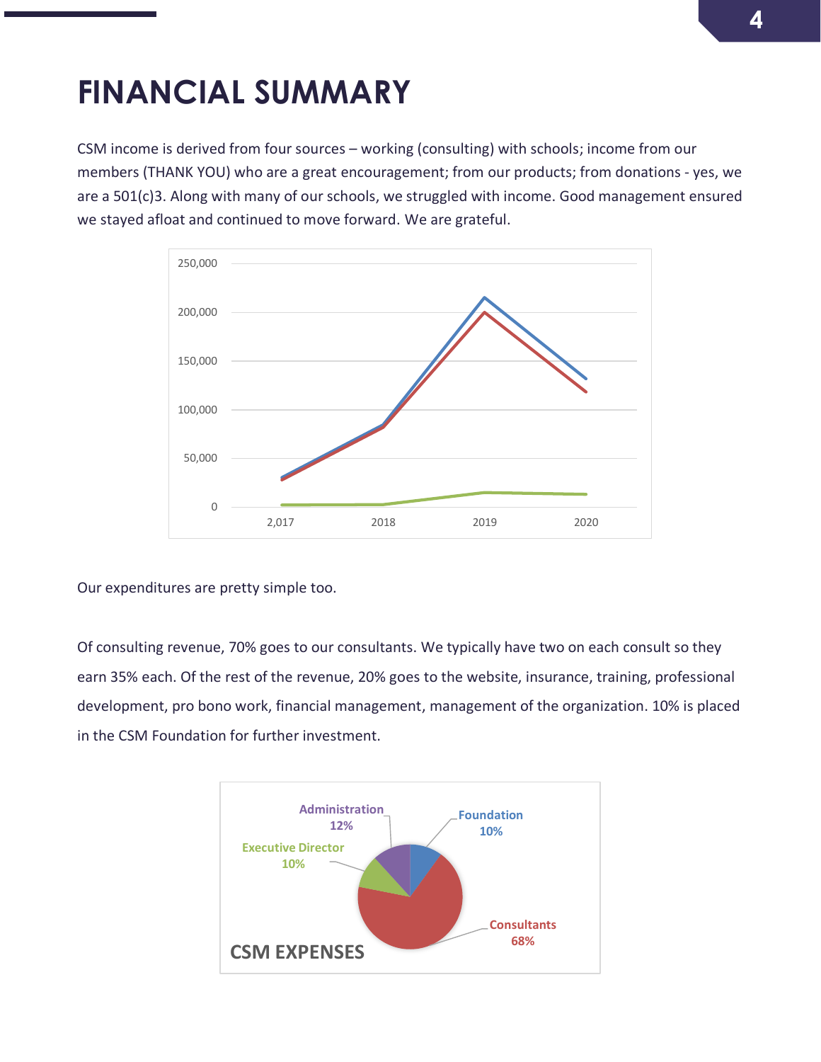# FINANCIAL SUMMARY

CSM income is derived from four sources – working (consulting) with schools; income from our members (THANK YOU) who are a great encouragement; from our products; from donations - yes, we are a 501(c)3. Along with many of our schools, we struggled with income. Good management ensured we stayed afloat and continued to move forward. We are grateful.

Our expenditures are pretty simple too.

Of consulting revenue, 70% goes to our consultants. We typically have two on each consult so they earn 35% each. Of the rest of the revenue, 20% goes to the website, insurance, training, professional development, pro bono work, financial management, management of the organization. 10% is placed in the CSM Foundation for further investment.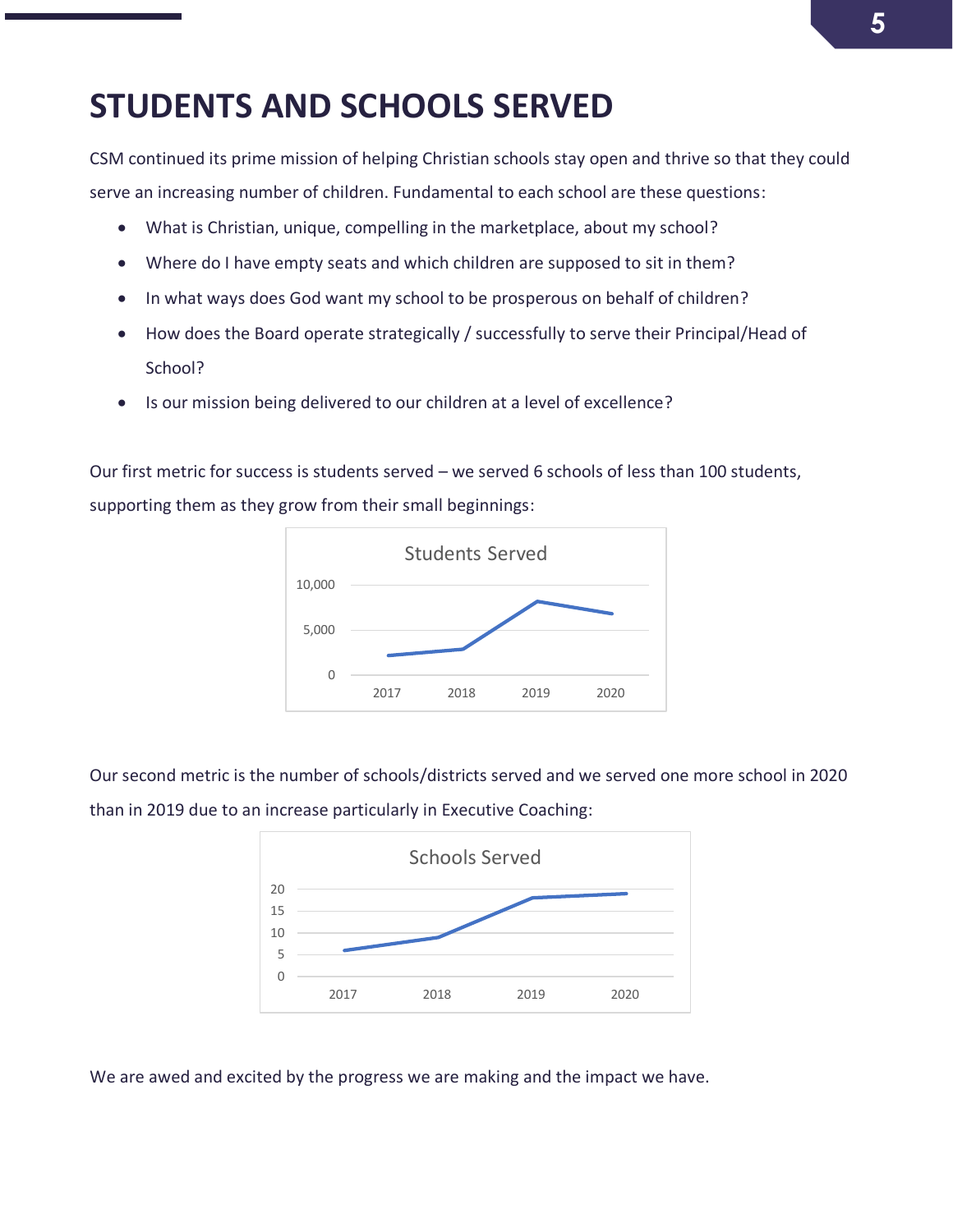# STUDENTS AND SCHOOLS SERVED

CSM continued its prime mission of helping Christian schools stay open and thrive so that they could serve an increasing number of children. Fundamental to each school are these questions:

- What is Christian, unique, compelling in the marketplace, about my school?
- Where do I have empty seats and which children are supposed to sit in them?
- In what ways does God want my school to be prosperous on behalf of children?
- How does the Board operate strategically / successfully to serve their Principal/Head of School?
- Is our mission being delivered to our children at a level of excellence?

Our first metric for success is students served – we served 6 schools of less than 100 students, supporting them as they grow from their small beginnings:

Students Served

Our second metric is the number of schools/districts served and we served one more school in 2020 than in 2019 due to an increase particularly in Executive Coaching:

Schools Served

We are awed and excited by the progress we are making and the impact we have.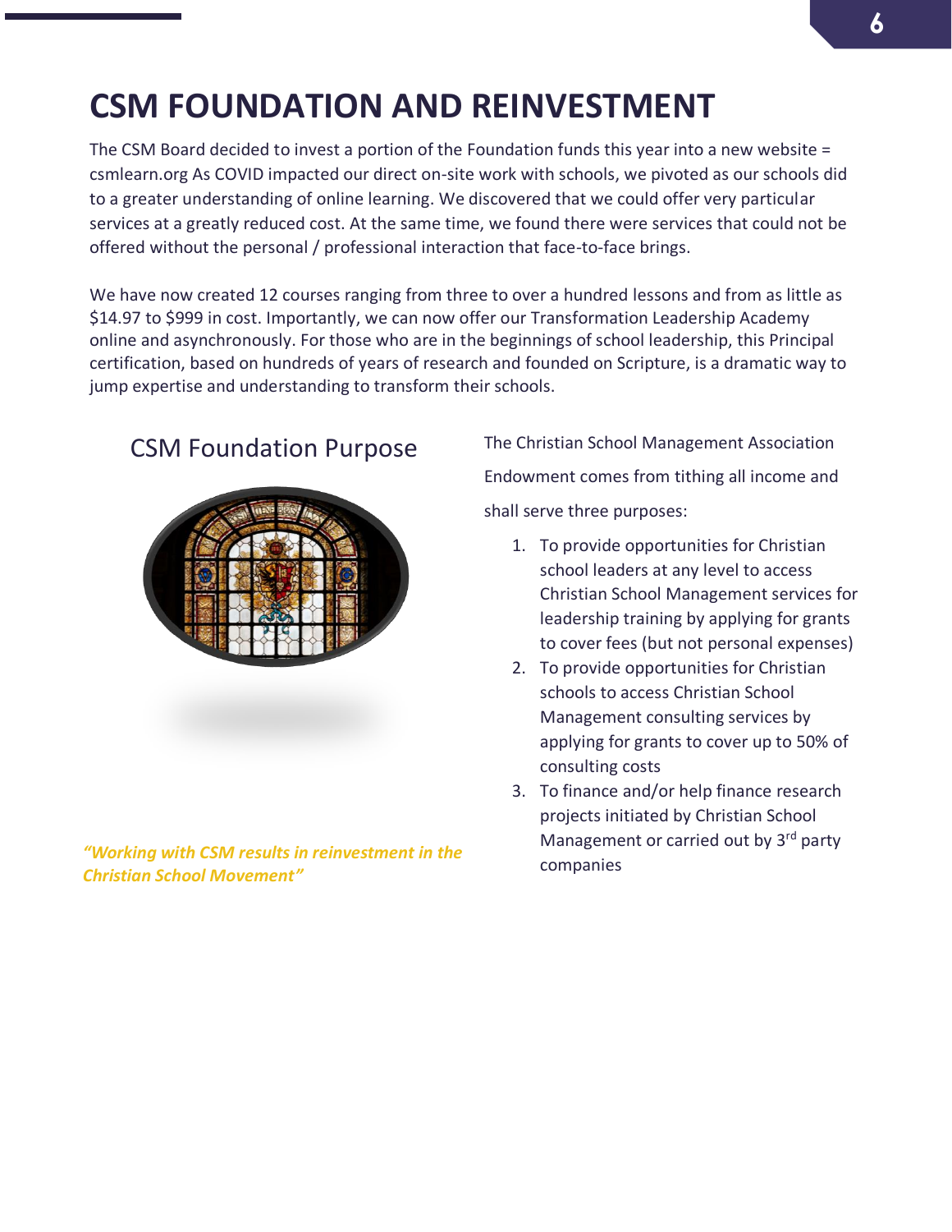# CSM FOUNDATION AND REINVESTMENT

The CSM Board decided to invest a portion of the Foundation funds this year into a new website = csmlearn.org As COVID impacted our direct on-site work with schools, we pivoted as our schools did to a greater understanding of online learning. We discovered that we could offer very particular services at a greatly reduced cost. At the same time, we found there were services that could not be offered without the personal / professional interaction that face-to-face brings.

We have now created 12 courses ranging from three to over a hundred lessons and from as little as $14.97 to $999 in cost. Importantly, we can now offer our Transformation Leadership Academy online and asynchronously. For those who are in the beginnings of school leadership, this Principal certification, based on hundreds of years of research and founded on Scripture, is a dramatic way to jump expertise and understanding to transform their schools.

## CSM Foundation Purpose

*"Working with CSM results in reinvestment in the Christian School Movement"*

The Christian School Management Association Endowment comes from tithing all income and shall serve three purposes:

1. To provide opportunities for Christian school leaders at any level to access Christian School Management services for leadership training by applying for grants to cover fees (but not personal expenses)
2. To provide opportunities for Christian schools to access Christian School Management consulting services by applying for grants to cover up to 50% of consulting costs
3. To finance and/or help finance research projects initiated by Christian School Management or carried out by 3rd party companies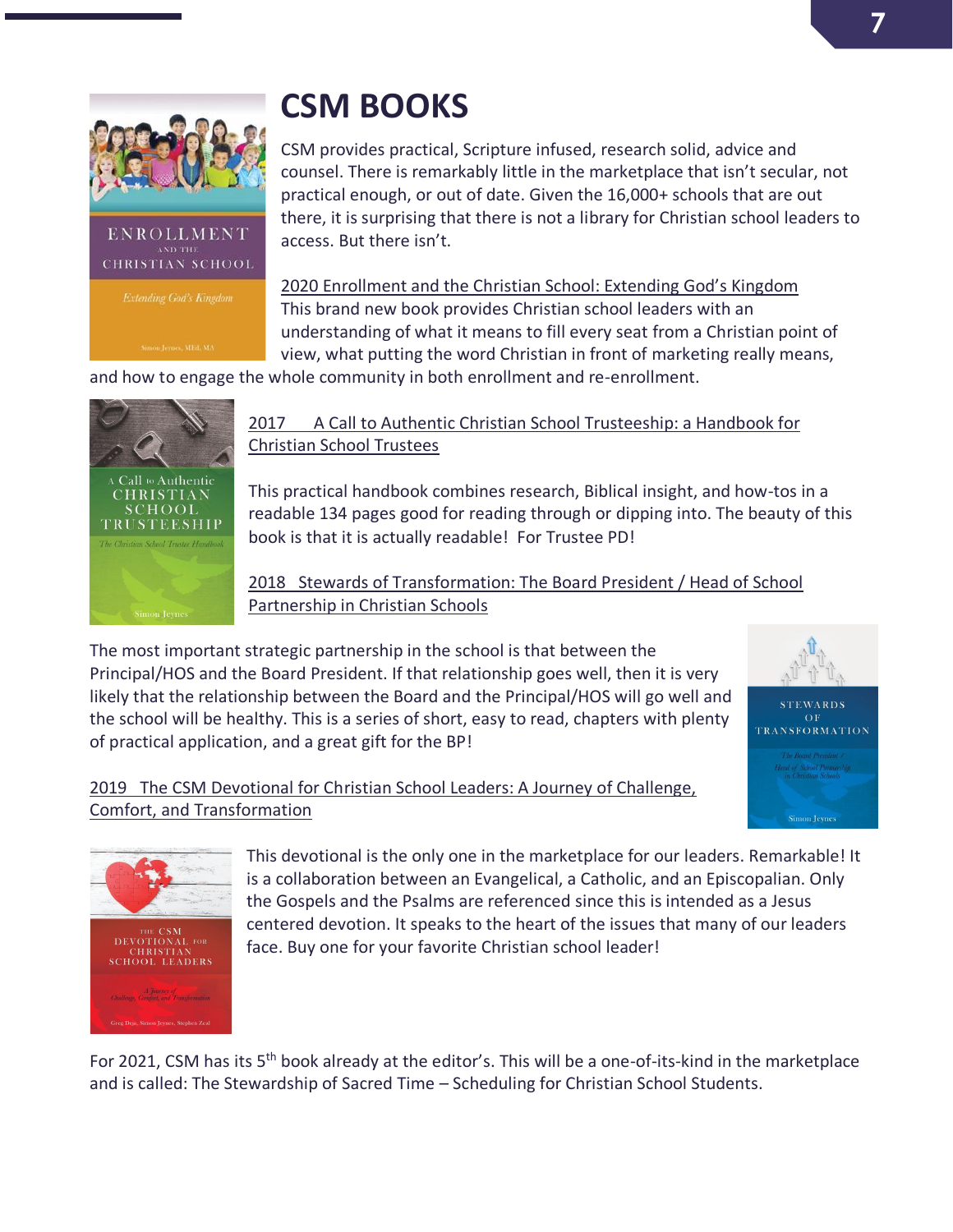# CSM BOOKS

CSM provides practical, Scripture infused, research solid, advice and counsel. There is remarkably little in the marketplace that isn't secular, not practical enough, or out of date. Given the 16,000+ schools that are out there, it is surprising that there is not a library for Christian school leaders to access. But there isn't.

2020 Enrollment and the Christian School: Extending God's Kingdom
This brand new book provides Christian school leaders with an understanding of what it means to fill every seat from a Christian point of view, what putting the word Christian in front of marketing really means, and how to engage the whole community in both enrollment and re-enrollment.

2017 A Call to Authentic Christian School Trusteeship: a Handbook for Christian School Trustees

This practical handbook combines research, Biblical insight, and how-tos in a readable 134 pages good for reading through or dipping into. The beauty of this book is that it is actually readable! For Trustee PD!

2018 Stewards of Transformation: The Board President / Head of School Partnership in Christian Schools

The most important strategic partnership in the school is that between the Principal/HOS and the Board President. If that relationship goes well, then it is very likely that the relationship between the Board and the Principal/HOS will go well and the school will be healthy. This is a series of short, easy to read, chapters with plenty of practical application, and a great gift for the BP!

2019 The CSM Devotional for Christian School Leaders: A Journey of Challenge, Comfort, and Transformation

This devotional is the only one in the marketplace for our leaders. Remarkable! It is a collaboration between an Evangelical, a Catholic, and an Episcopalian. Only the Gospels and the Psalms are referenced since this is intended as a Jesus centered devotion. It speaks to the heart of the issues that many of our leaders face. Buy one for your favorite Christian school leader!

For 2021, CSM has its 5th book already at the editor's. This will be a one-of-its-kind in the marketplace and is called: The Stewardship of Sacred Time – Scheduling for Christian School Students.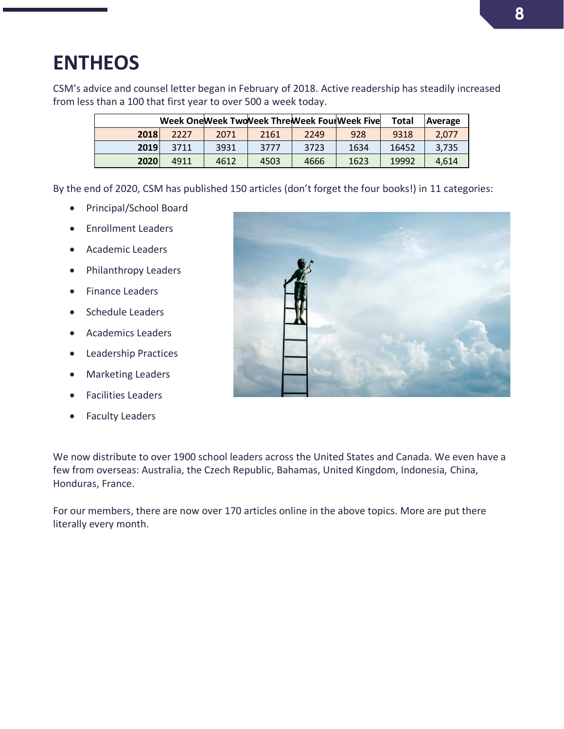# ENTHEOS

CSM's advice and counsel letter began in February of 2018. Active readership has steadily increased from less than a 100 that first year to over 500 a week today.

| | Week One | Week Two | Week Three | Week Four | Week Five | Total | Average |
|---|---|---|---|---|---|---|---|
| **2018** | 2227 | 2071 | 2161 | 2249 | 928 | 9318 | 2,077 |
| **2019** | 3711 | 3931 | 3777 | 3723 | 1634 | 16452 | 3,735 |
| **2020** | 4911 | 4612 | 4503 | 4666 | 1623 | 19992 | 4,614 |

By the end of 2020, CSM has published 150 articles (don't forget the four books!) in 11 categories:

- Principal/School Board
- Enrollment Leaders
- Academic Leaders
- Philanthropy Leaders
- Finance Leaders
- Schedule Leaders
- Academics Leaders
- Leadership Practices
- Marketing Leaders
- Facilities Leaders
- Faculty Leaders

We now distribute to over 1900 school leaders across the United States and Canada. We even have a few from overseas: Australia, the Czech Republic, Bahamas, United Kingdom, Indonesia, China, Honduras, France.

For our members, there are now over 170 articles online in the above topics. More are put there literally every month.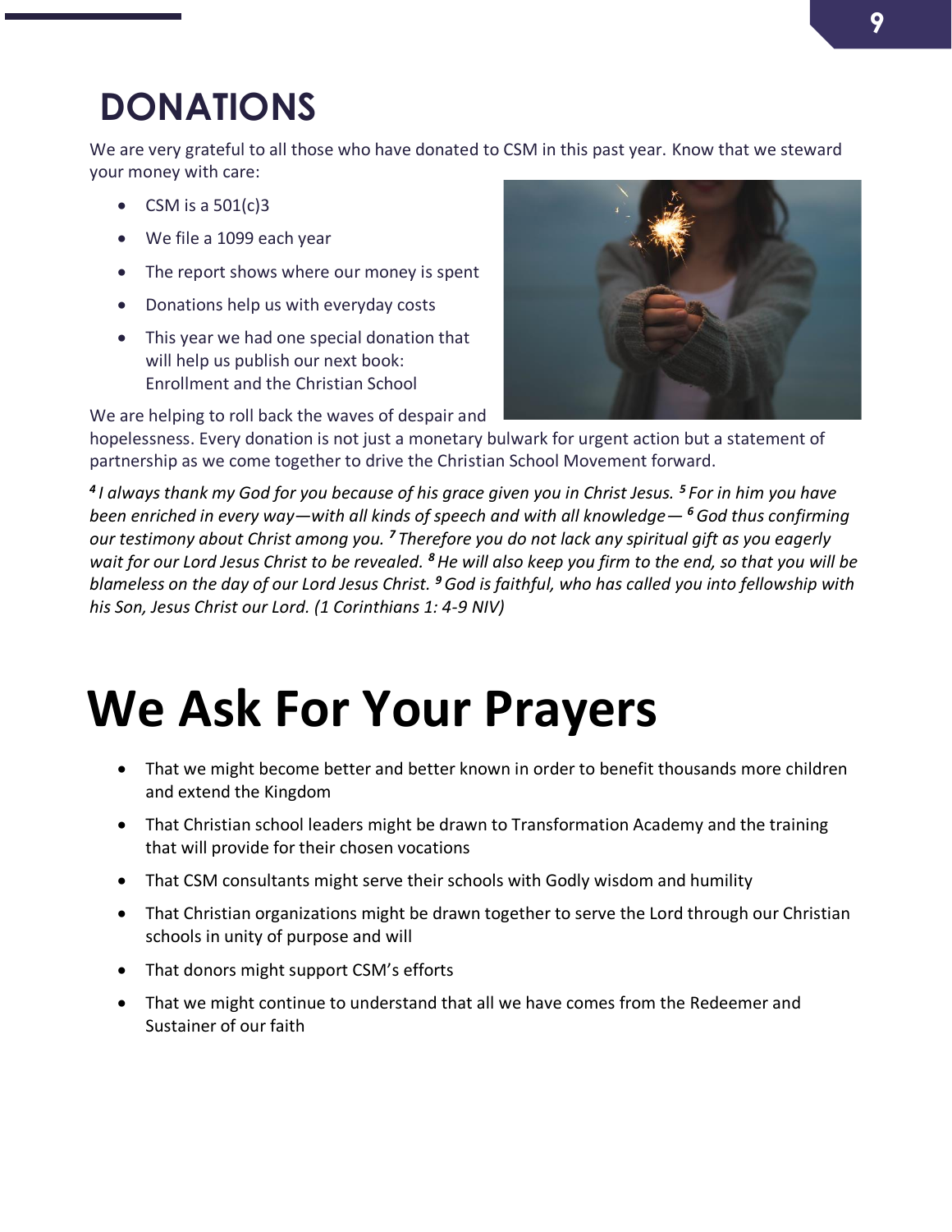# DONATIONS

We are very grateful to all those who have donated to CSM in this past year. Know that we steward your money with care:

- CSM is a 501(c)3
- We file a 1099 each year
- The report shows where our money is spent
- Donations help us with everyday costs
- This year we had one special donation that will help us publish our next book: Enrollment and the Christian School

We are helping to roll back the waves of despair and hopelessness. Every donation is not just a monetary bulwark for urgent action but a statement of partnership as we come together to drive the Christian School Movement forward.

*[4] I always thank my God for you because of his grace given you in Christ Jesus. [5] For in him you have been enriched in every way—with all kinds of speech and with all knowledge— [6] God thus confirming our testimony about Christ among you. [7] Therefore you do not lack any spiritual gift as you eagerly wait for our Lord Jesus Christ to be revealed. [8] He will also keep you firm to the end, so that you will be blameless on the day of our Lord Jesus Christ. [9] God is faithful, who has called you into fellowship with his Son, Jesus Christ our Lord. (1 Corinthians 1: 4-9 NIV)*

# We Ask For Your Prayers

- That we might become better and better known in order to benefit thousands more children and extend the Kingdom
- That Christian school leaders might be drawn to Transformation Academy and the training that will provide for their chosen vocations
- That CSM consultants might serve their schools with Godly wisdom and humility
- That Christian organizations might be drawn together to serve the Lord through our Christian schools in unity of purpose and will
- That donors might support CSM's efforts
- That we might continue to understand that all we have comes from the Redeemer and Sustainer of our faith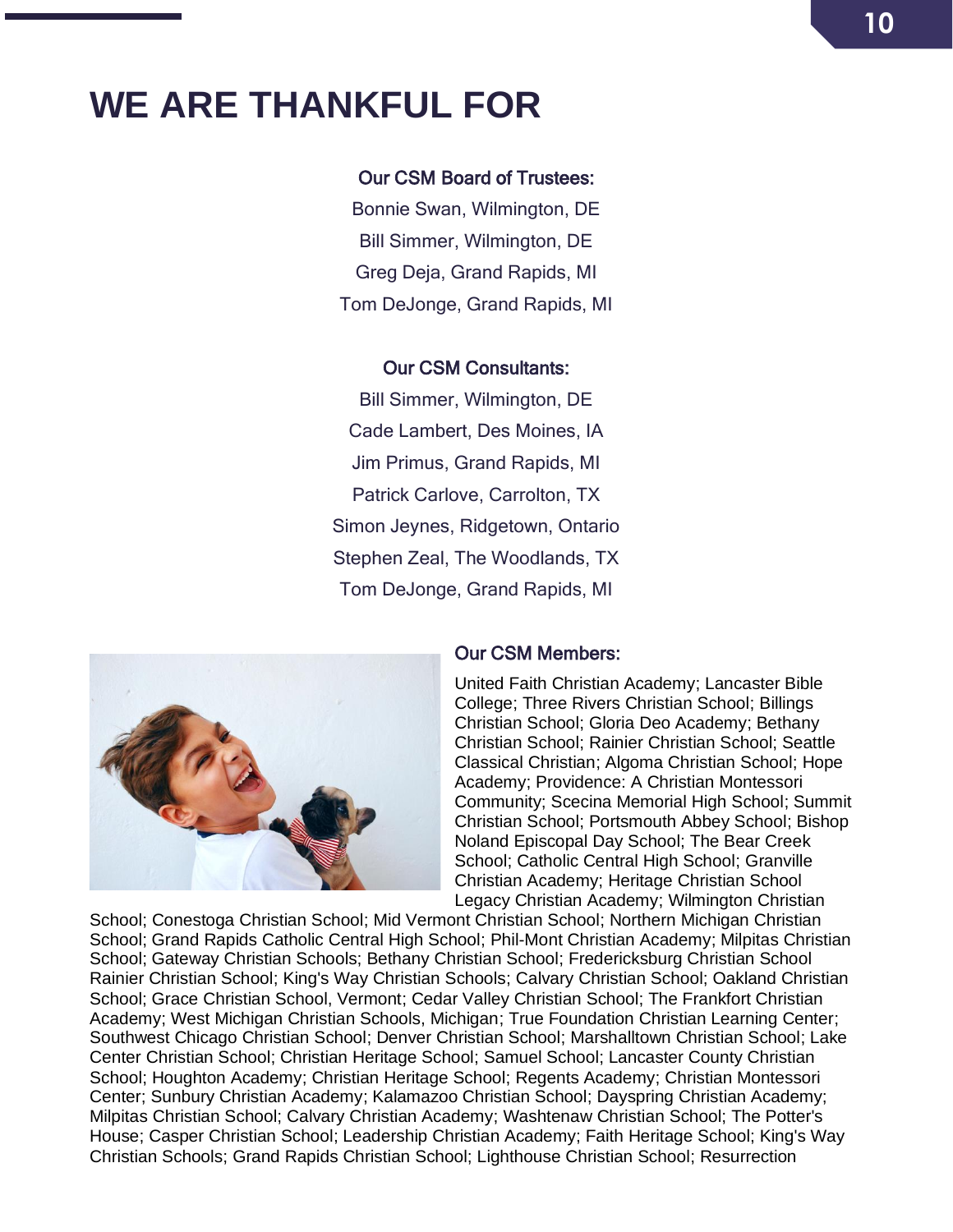# WE ARE THANKFUL FOR

**Our CSM Board of Trustees:**

Bonnie Swan, Wilmington, DE

Bill Simmer, Wilmington, DE

Greg Deja, Grand Rapids, MI

Tom DeJonge, Grand Rapids, MI

**Our CSM Consultants:**

Bill Simmer, Wilmington, DE

Cade Lambert, Des Moines, IA

Jim Primus, Grand Rapids, MI

Patrick Carlove, Carrolton, TX

Simon Jeynes, Ridgetown, Ontario

Stephen Zeal, The Woodlands, TX

Tom DeJonge, Grand Rapids, MI

**Our CSM Members:**

United Faith Christian Academy; Lancaster Bible College; Three Rivers Christian School; Billings Christian School; Gloria Deo Academy; Bethany Christian School; Rainier Christian School; Seattle Classical Christian; Algoma Christian School; Hope Academy; Providence: A Christian Montessori Community; Scecina Memorial High School; Summit Christian School; Portsmouth Abbey School; Bishop Noland Episcopal Day School; The Bear Creek School; Catholic Central High School; Granville Christian Academy; Heritage Christian School Legacy Christian Academy; Wilmington Christian School; Conestoga Christian School; Mid Vermont Christian School; Northern Michigan Christian School; Grand Rapids Catholic Central High School; Phil-Mont Christian Academy; Milpitas Christian School; Gateway Christian Schools; Bethany Christian School; Fredericksburg Christian School Rainier Christian School; King's Way Christian Schools; Calvary Christian School; Oakland Christian School; Grace Christian School, Vermont; Cedar Valley Christian School; The Frankfort Christian Academy; West Michigan Christian Schools, Michigan; True Foundation Christian Learning Center; Southwest Chicago Christian School; Denver Christian School; Marshalltown Christian School; Lake Center Christian School; Christian Heritage School; Samuel School; Lancaster County Christian School; Houghton Academy; Christian Heritage School; Regents Academy; Christian Montessori Center; Sunbury Christian Academy; Kalamazoo Christian School; Dayspring Christian Academy; Milpitas Christian School; Calvary Christian Academy; Washtenaw Christian School; The Potter's House; Casper Christian School; Leadership Christian Academy; Faith Heritage School; King's Way Christian Schools; Grand Rapids Christian School; Lighthouse Christian School; Resurrection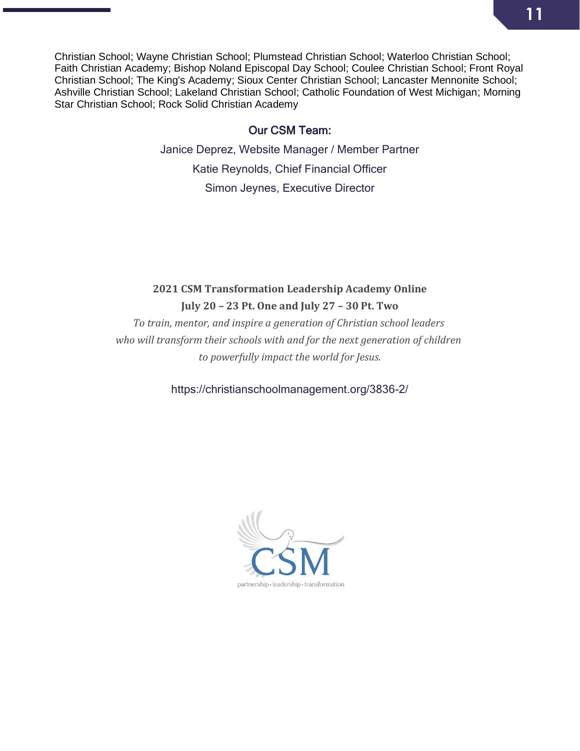Christian School; Wayne Christian School; Plumstead Christian School; Waterloo Christian School; Faith Christian Academy; Bishop Noland Episcopal Day School; Coulee Christian School; Front Royal Christian School; The King's Academy; Sioux Center Christian School; Lancaster Mennonite School; Ashville Christian School; Lakeland Christian School; Catholic Foundation of West Michigan; Morning Star Christian School; Rock Solid Christian Academy

### Our CSM Team:

Janice Deprez, Website Manager / Member Partner

Katie Reynolds, Chief Financial Officer

Simon Jeynes, Executive Director

**2021 CSM Transformation Leadership Academy Online**

**July 20 – 23 Pt. One and July 27 – 30 Pt. Two**

*To train, mentor, and inspire a generation of Christian school leaders who will transform their schools with and for the next generation of children to powerfully impact the world for Jesus.*

https://christianschoolmanagement.org/3836-2/

CSM

partnership · leadership · transformation